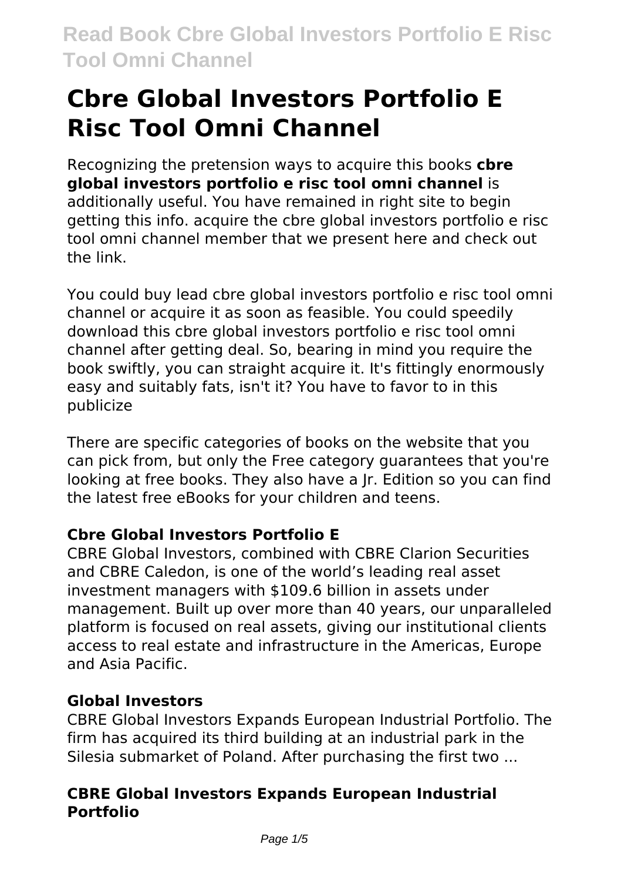# Cbre Global Investors Portfolio E Risc Tool Omni Channel

Recognizing the pretension ways to acquire this books **cbre global investors portfolio e risc tool omni channel** is additionally useful. You have remained in right site to begin getting this info. acquire the cbre global investors portfolio e risc tool omni channel member that we present here and check out the link.

You could buy lead cbre global investors portfolio e risc tool omni channel or acquire it as soon as feasible. You could speedily download this cbre global investors portfolio e risc tool omni channel after getting deal. So, bearing in mind you require the book swiftly, you can straight acquire it. It's fittingly enormously easy and suitably fats, isn't it? You have to favor to in this publicize

There are specific categories of books on the website that you can pick from, but only the Free category guarantees that you're looking at free books. They also have a Jr. Edition so you can find the latest free eBooks for your children and teens.

### Cbre Global Investors Portfolio E

CBRE Global Investors, combined with CBRE Clarion Securities and CBRE Caledon, is one of the world's leading real asset investment managers with $109.6 billion in assets under management. Built up over more than 40 years, our unparalleled platform is focused on real assets, giving our institutional clients access to real estate and infrastructure in the Americas, Europe and Asia Pacific.

### Global Investors

CBRE Global Investors Expands European Industrial Portfolio. The firm has acquired its third building at an industrial park in the Silesia submarket of Poland. After purchasing the first two ...

### CBRE Global Investors Expands European Industrial Portfolio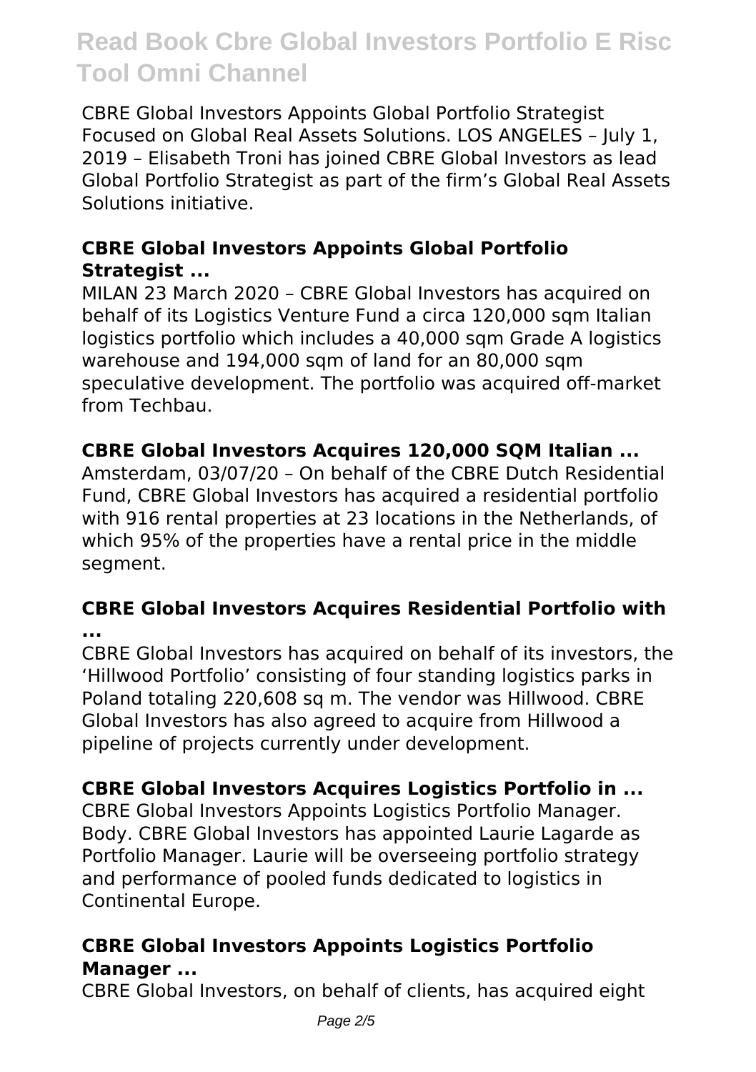CBRE Global Investors Appoints Global Portfolio Strategist Focused on Global Real Assets Solutions. LOS ANGELES – July 1, 2019 – Elisabeth Troni has joined CBRE Global Investors as lead Global Portfolio Strategist as part of the firm's Global Real Assets Solutions initiative.

### CBRE Global Investors Appoints Global Portfolio Strategist ...

MILAN 23 March 2020 – CBRE Global Investors has acquired on behalf of its Logistics Venture Fund a circa 120,000 sqm Italian logistics portfolio which includes a 40,000 sqm Grade A logistics warehouse and 194,000 sqm of land for an 80,000 sqm speculative development. The portfolio was acquired off-market from Techbau.

### CBRE Global Investors Acquires 120,000 SQM Italian ...

Amsterdam, 03/07/20 – On behalf of the CBRE Dutch Residential Fund, CBRE Global Investors has acquired a residential portfolio with 916 rental properties at 23 locations in the Netherlands, of which 95% of the properties have a rental price in the middle segment.

### CBRE Global Investors Acquires Residential Portfolio with ...

CBRE Global Investors has acquired on behalf of its investors, the 'Hillwood Portfolio' consisting of four standing logistics parks in Poland totaling 220,608 sq m. The vendor was Hillwood. CBRE Global Investors has also agreed to acquire from Hillwood a pipeline of projects currently under development.

### CBRE Global Investors Acquires Logistics Portfolio in ...

CBRE Global Investors Appoints Logistics Portfolio Manager. Body. CBRE Global Investors has appointed Laurie Lagarde as Portfolio Manager. Laurie will be overseeing portfolio strategy and performance of pooled funds dedicated to logistics in Continental Europe.

### CBRE Global Investors Appoints Logistics Portfolio Manager ...

CBRE Global Investors, on behalf of clients, has acquired eight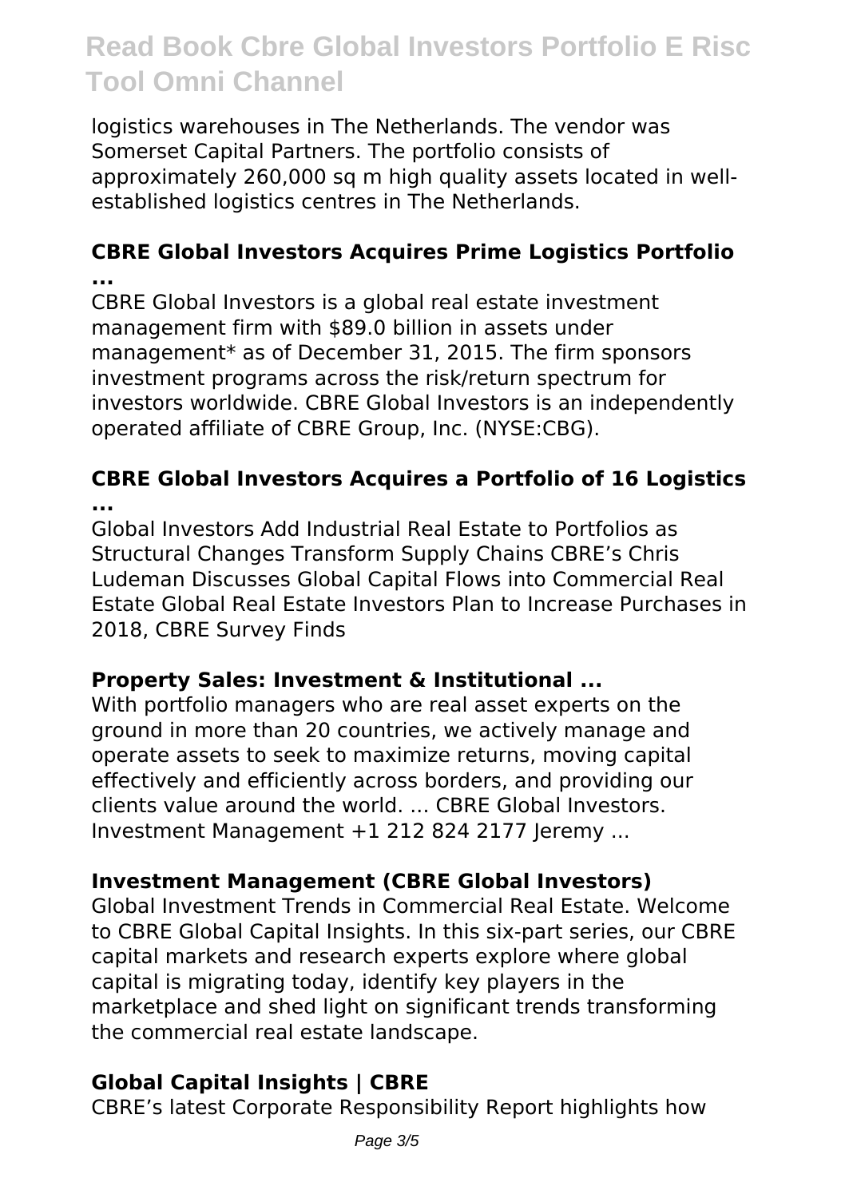logistics warehouses in The Netherlands. The vendor was Somerset Capital Partners. The portfolio consists of approximately 260,000 sq m high quality assets located in well-established logistics centres in The Netherlands.

### CBRE Global Investors Acquires Prime Logistics Portfolio ...

CBRE Global Investors is a global real estate investment management firm with $89.0 billion in assets under management* as of December 31, 2015. The firm sponsors investment programs across the risk/return spectrum for investors worldwide. CBRE Global Investors is an independently operated affiliate of CBRE Group, Inc. (NYSE:CBG).

### CBRE Global Investors Acquires a Portfolio of 16 Logistics ...

Global Investors Add Industrial Real Estate to Portfolios as Structural Changes Transform Supply Chains CBRE's Chris Ludeman Discusses Global Capital Flows into Commercial Real Estate Global Real Estate Investors Plan to Increase Purchases in 2018, CBRE Survey Finds

### Property Sales: Investment & Institutional ...

With portfolio managers who are real asset experts on the ground in more than 20 countries, we actively manage and operate assets to seek to maximize returns, moving capital effectively and efficiently across borders, and providing our clients value around the world. ... CBRE Global Investors. Investment Management +1 212 824 2177 Jeremy ...

### Investment Management (CBRE Global Investors)

Global Investment Trends in Commercial Real Estate. Welcome to CBRE Global Capital Insights. In this six-part series, our CBRE capital markets and research experts explore where global capital is migrating today, identify key players in the marketplace and shed light on significant trends transforming the commercial real estate landscape.

### Global Capital Insights | CBRE

CBRE's latest Corporate Responsibility Report highlights how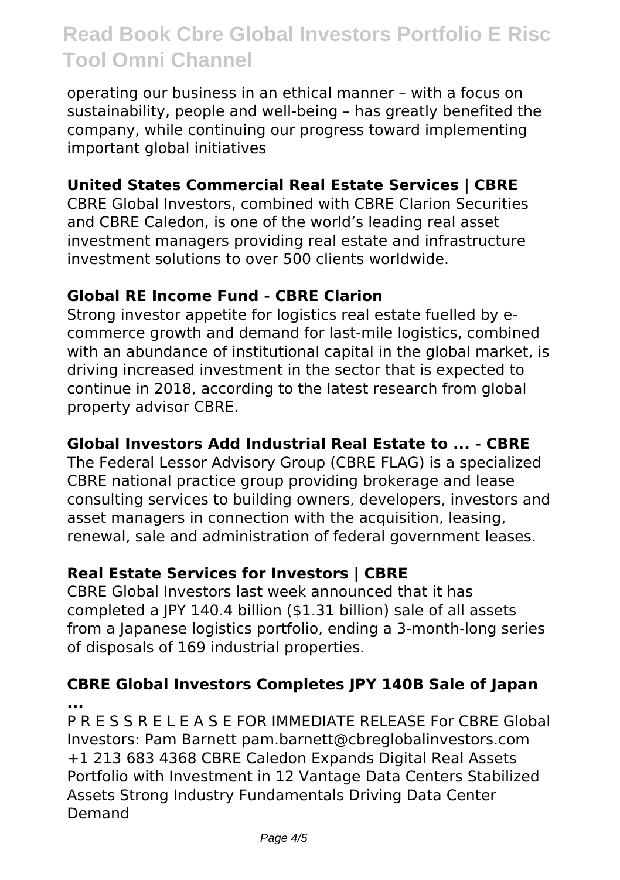operating our business in an ethical manner – with a focus on sustainability, people and well-being – has greatly benefited the company, while continuing our progress toward implementing important global initiatives

### United States Commercial Real Estate Services | CBRE

CBRE Global Investors, combined with CBRE Clarion Securities and CBRE Caledon, is one of the world's leading real asset investment managers providing real estate and infrastructure investment solutions to over 500 clients worldwide.

### Global RE Income Fund - CBRE Clarion

Strong investor appetite for logistics real estate fuelled by e-commerce growth and demand for last-mile logistics, combined with an abundance of institutional capital in the global market, is driving increased investment in the sector that is expected to continue in 2018, according to the latest research from global property advisor CBRE.

### Global Investors Add Industrial Real Estate to ... - CBRE

The Federal Lessor Advisory Group (CBRE FLAG) is a specialized CBRE national practice group providing brokerage and lease consulting services to building owners, developers, investors and asset managers in connection with the acquisition, leasing, renewal, sale and administration of federal government leases.

### Real Estate Services for Investors | CBRE

CBRE Global Investors last week announced that it has completed a JPY 140.4 billion ($1.31 billion) sale of all assets from a Japanese logistics portfolio, ending a 3-month-long series of disposals of 169 industrial properties.

### CBRE Global Investors Completes JPY 140B Sale of Japan ...

P R E S S R E L E A S E FOR IMMEDIATE RELEASE For CBRE Global Investors: Pam Barnett pam.barnett@cbreglobalinvestors.com +1 213 683 4368 CBRE Caledon Expands Digital Real Assets Portfolio with Investment in 12 Vantage Data Centers Stabilized Assets Strong Industry Fundamentals Driving Data Center Demand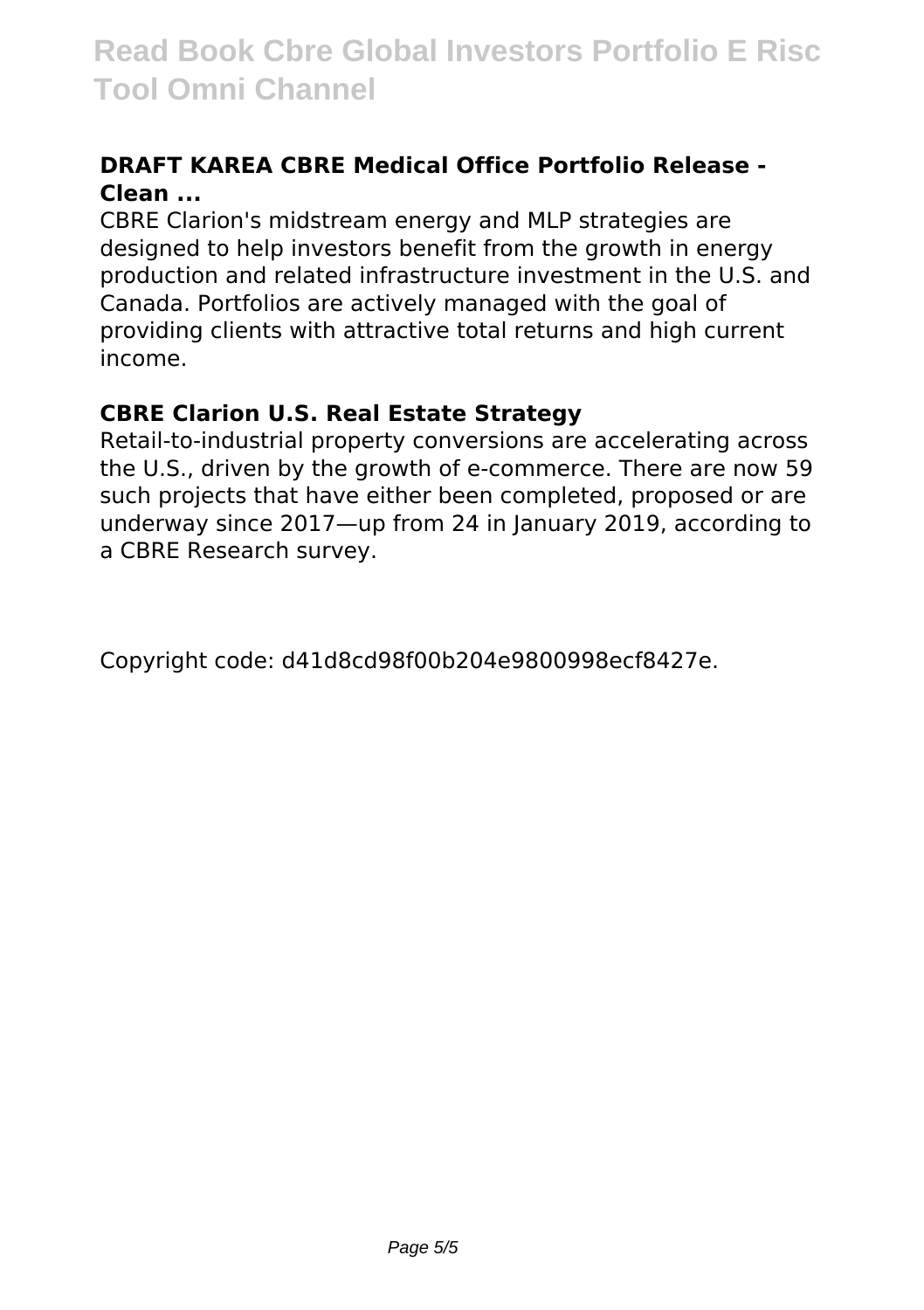### DRAFT KAREA CBRE Medical Office Portfolio Release - Clean ...

CBRE Clarion's midstream energy and MLP strategies are designed to help investors benefit from the growth in energy production and related infrastructure investment in the U.S. and Canada. Portfolios are actively managed with the goal of providing clients with attractive total returns and high current income.

### CBRE Clarion U.S. Real Estate Strategy

Retail-to-industrial property conversions are accelerating across the U.S., driven by the growth of e-commerce. There are now 59 such projects that have either been completed, proposed or are underway since 2017—up from 24 in January 2019, according to a CBRE Research survey.

Copyright code: d41d8cd98f00b204e9800998ecf8427e.